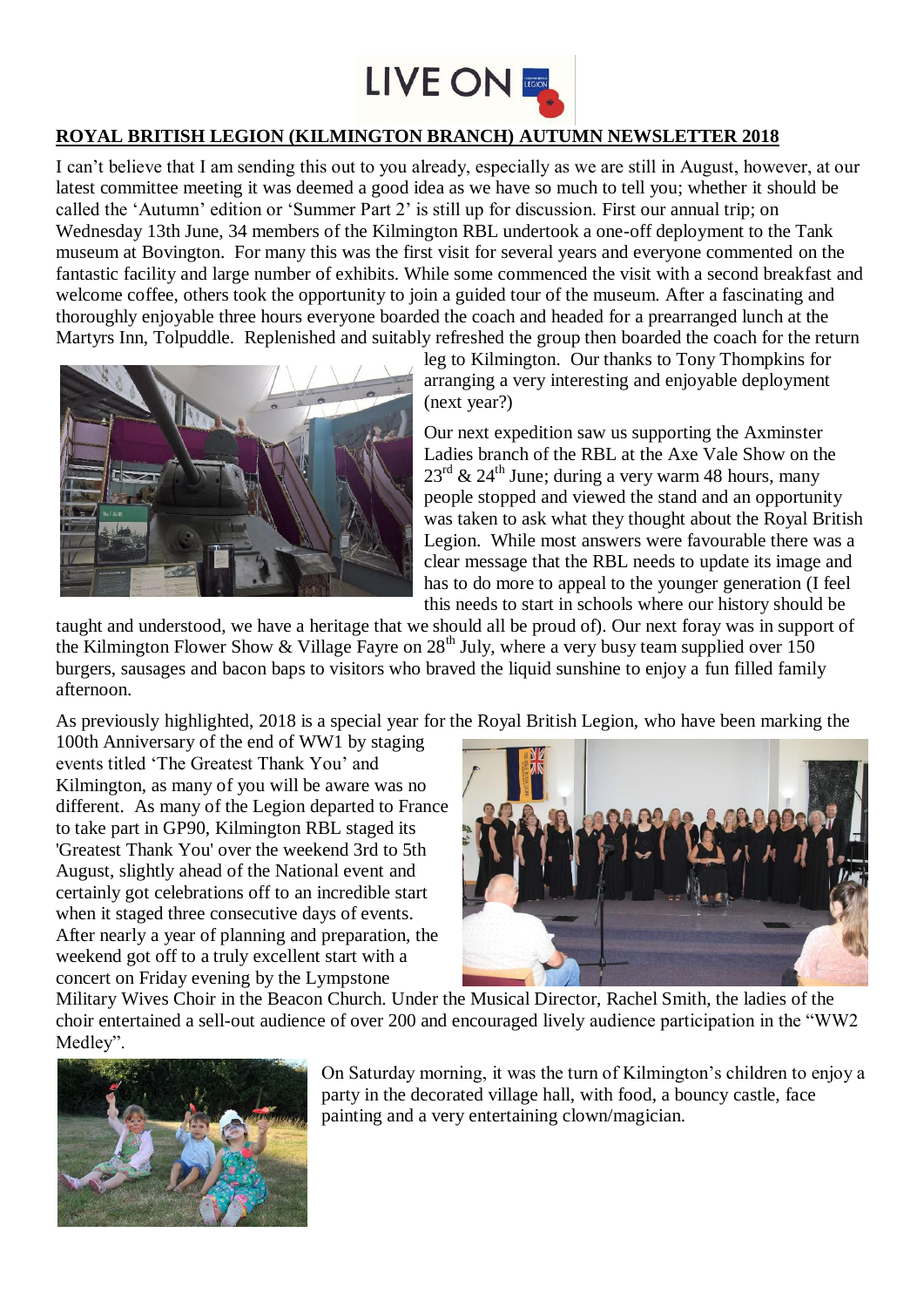**LIVE ON**

## ROYAL BRITISH LEGION (KILMINGTON BRANCH) AUTUMN NEWSLETTER 2018

I can't believe that I am sending this out to you already, especially as we are still in August, however, at our latest committee meeting it was deemed a good idea as we have so much to tell you; whether it should be called the 'Autumn' edition or 'Summer Part 2' is still up for discussion. First our annual trip; on Wednesday 13th June, 34 members of the Kilmington RBL undertook a one-off deployment to the Tank museum at Bovington. For many this was the first visit for several years and everyone commented on the fantastic facility and large number of exhibits. While some commenced the visit with a second breakfast and welcome coffee, others took the opportunity to join a guided tour of the museum. After a fascinating and thoroughly enjoyable three hours everyone boarded the coach and headed for a prearranged lunch at the Martyrs Inn, Tolpuddle. Replenished and suitably refreshed the group then boarded the coach for the return leg to Kilmington. Our thanks to Tony Thompkins for arranging a very interesting and enjoyable deployment (next year?)

Our next expedition saw us supporting the Axminster Ladies branch of the RBL at the Axe Vale Show on the 23rd & 24th June; during a very warm 48 hours, many people stopped and viewed the stand and an opportunity was taken to ask what they thought about the Royal British Legion. While most answers were favourable there was a clear message that the RBL needs to update its image and has to do more to appeal to the younger generation (I feel this needs to start in schools where our history should be taught and understood, we have a heritage that we should all be proud of). Our next foray was in support of the Kilmington Flower Show & Village Fayre on 28th July, where a very busy team supplied over 150 burgers, sausages and bacon baps to visitors who braved the liquid sunshine to enjoy a fun filled family afternoon.

As previously highlighted, 2018 is a special year for the Royal British Legion, who have been marking the 100th Anniversary of the end of WW1 by staging events titled 'The Greatest Thank You' and Kilmington, as many of you will be aware was no different. As many of the Legion departed to France to take part in GP90, Kilmington RBL staged its 'Greatest Thank You' over the weekend 3rd to 5th August, slightly ahead of the National event and certainly got celebrations off to an incredible start when it staged three consecutive days of events. After nearly a year of planning and preparation, the weekend got off to a truly excellent start with a concert on Friday evening by the Lympstone Military Wives Choir in the Beacon Church. Under the Musical Director, Rachel Smith, the ladies of the choir entertained a sell-out audience of over 200 and encouraged lively audience participation in the "WW2 Medley".

On Saturday morning, it was the turn of Kilmington's children to enjoy a party in the decorated village hall, with food, a bouncy castle, face painting and a very entertaining clown/magician.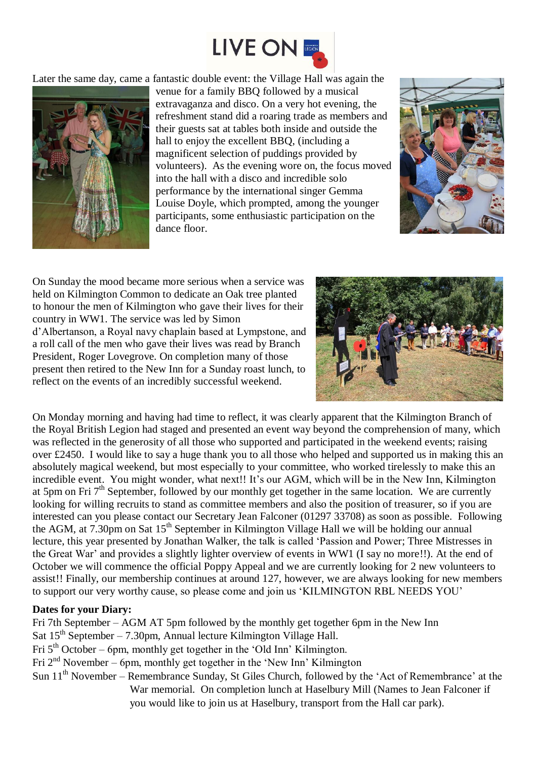Later the same day, came a fantastic double event: the Village Hall was again the venue for a family BBQ followed by a musical extravaganza and disco. On a very hot evening, the refreshment stand did a roaring trade as members and their guests sat at tables both inside and outside the hall to enjoy the excellent BBQ, (including a magnificent selection of puddings provided by volunteers). As the evening wore on, the focus moved into the hall with a disco and incredible solo performance by the international singer Gemma Louise Doyle, which prompted, among the younger participants, some enthusiastic participation on the dance floor.

On Sunday the mood became more serious when a service was held on Kilmington Common to dedicate an Oak tree planted to honour the men of Kilmington who gave their lives for their country in WW1. The service was led by Simon d'Albertanson, a Royal navy chaplain based at Lympstone, and a roll call of the men who gave their lives was read by Branch President, Roger Lovegrove. On completion many of those present then retired to the New Inn for a Sunday roast lunch, to reflect on the events of an incredibly successful weekend.

On Monday morning and having had time to reflect, it was clearly apparent that the Kilmington Branch of the Royal British Legion had staged and presented an event way beyond the comprehension of many, which was reflected in the generosity of all those who supported and participated in the weekend events; raising over £2450. I would like to say a huge thank you to all those who helped and supported us in making this an absolutely magical weekend, but most especially to your committee, who worked tirelessly to make this an incredible event. You might wonder, what next!! It's our AGM, which will be in the New Inn, Kilmington at 5pm on Fri 7th September, followed by our monthly get together in the same location. We are currently looking for willing recruits to stand as committee members and also the position of treasurer, so if you are interested can you please contact our Secretary Jean Falconer (01297 33708) as soon as possible. Following the AGM, at 7.30pm on Sat 15th September in Kilmington Village Hall we will be holding our annual lecture, this year presented by Jonathan Walker, the talk is called 'Passion and Power; Three Mistresses in the Great War' and provides a slightly lighter overview of events in WW1 (I say no more!!). At the end of October we will commence the official Poppy Appeal and we are currently looking for 2 new volunteers to assist!! Finally, our membership continues at around 127, however, we are always looking for new members to support our very worthy cause, so please come and join us 'KILMINGTON RBL NEEDS YOU'

**Dates for your Diary:**

Fri 7th September – AGM AT 5pm followed by the monthly get together 6pm in the New Inn
Sat 15th September – 7.30pm, Annual lecture Kilmington Village Hall.
Fri 5th October – 6pm, monthly get together in the 'Old Inn' Kilmington.
Fri 2nd November – 6pm, monthly get together in the 'New Inn' Kilmington
Sun 11th November – Remembrance Sunday, St Giles Church, followed by the 'Act of Remembrance' at the War memorial. On completion lunch at Haselbury Mill (Names to Jean Falconer if you would like to join us at Haselbury, transport from the Hall car park).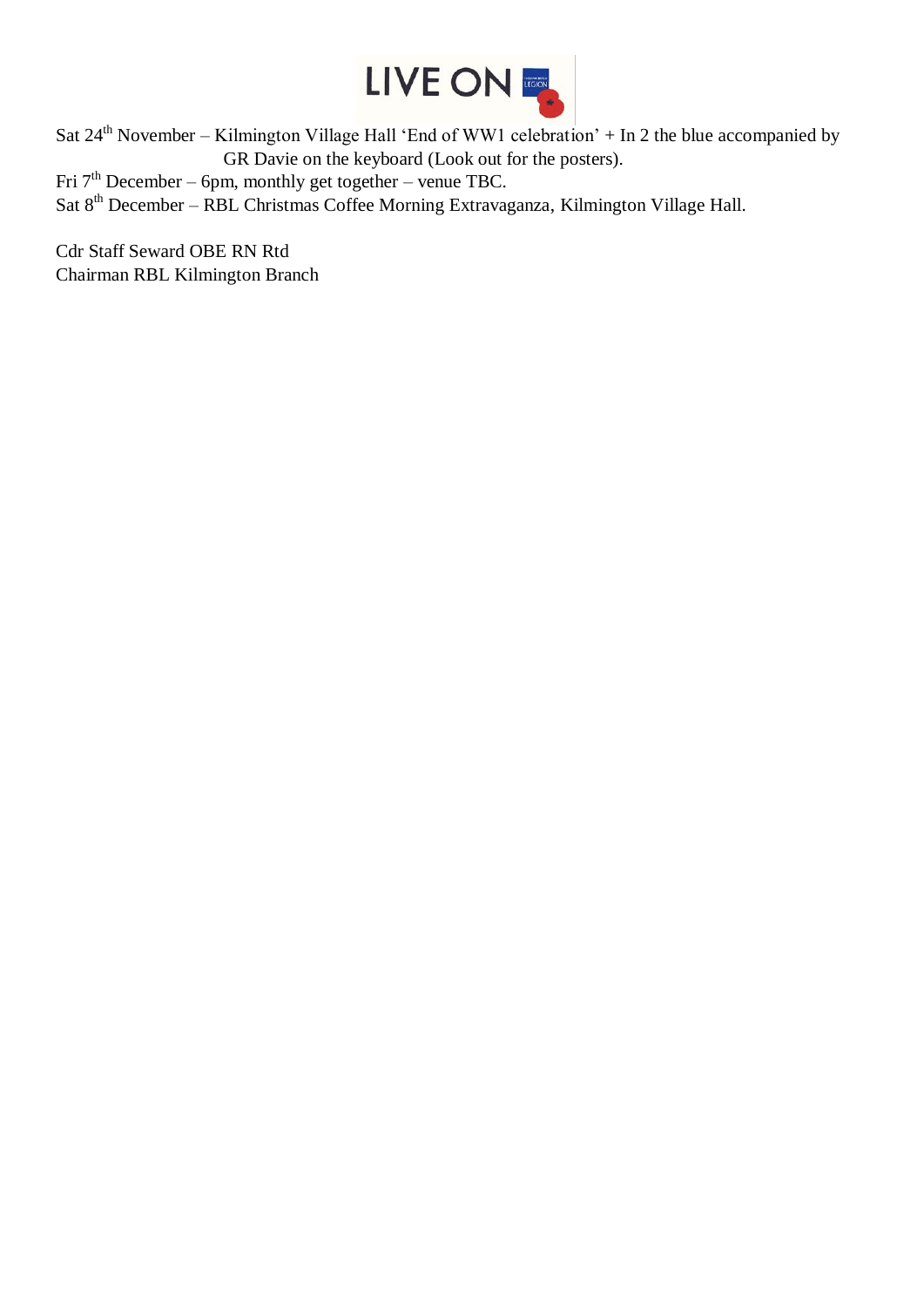LIVE ON

Sat 24th November – Kilmington Village Hall 'End of WW1 celebration' + In 2 the blue accompanied by GR Davie on the keyboard (Look out for the posters).

Fri 7th December – 6pm, monthly get together – venue TBC.

Sat 8th December – RBL Christmas Coffee Morning Extravaganza, Kilmington Village Hall.

Cdr Staff Seward OBE RN Rtd
Chairman RBL Kilmington Branch